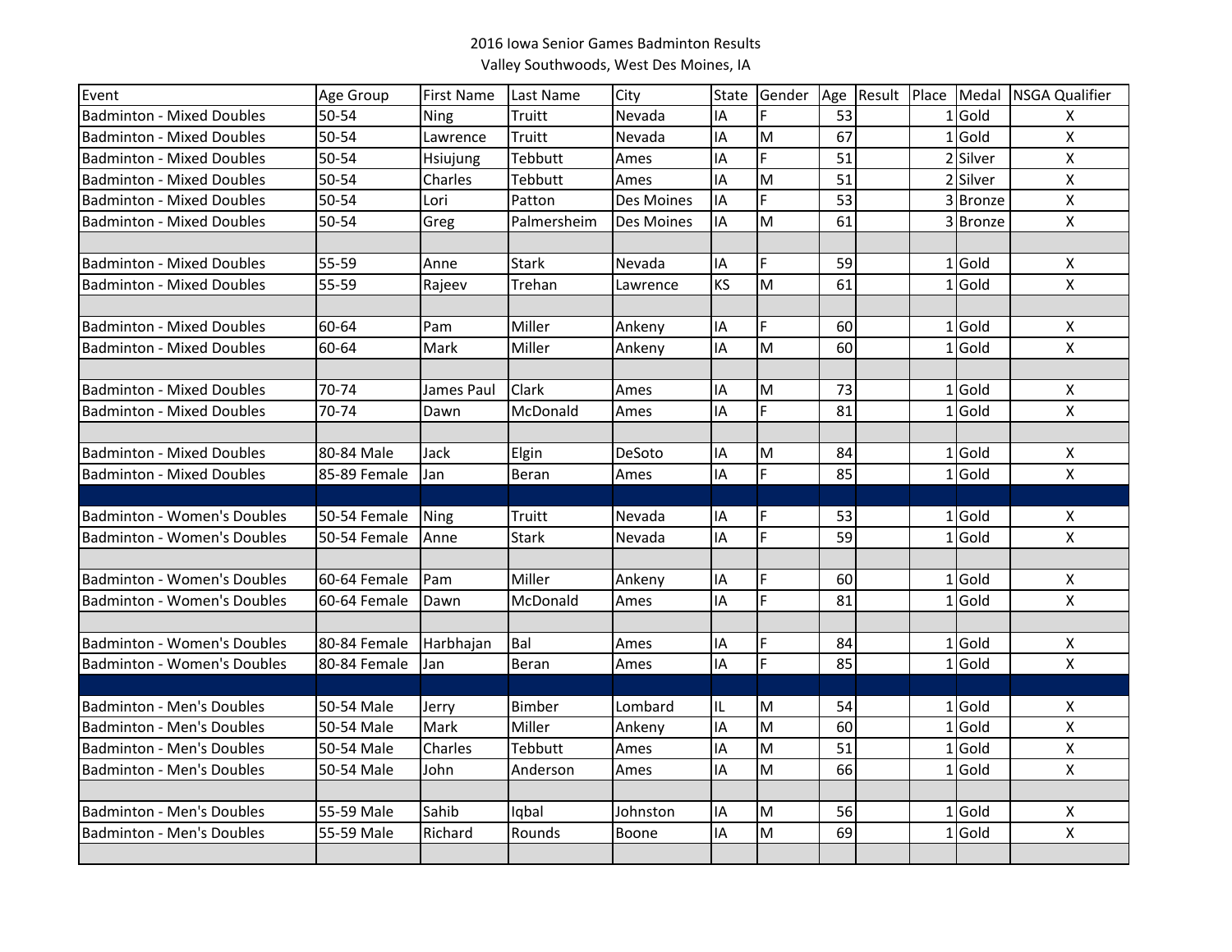2016 Iowa Senior Games Badminton Results

Valley Southwoods, West Des Moines, IA

| Event | Age Group | First Name | Last Name | City | State | Gender | Age | Result | Place | Medal | NSGA Qualifier |
|---|---|---|---|---|---|---|---|---|---|---|---|
| Badminton - Mixed Doubles | 50-54 | Ning | Truitt | Nevada | IA | F | 53 | | 1 | Gold | X |
| Badminton - Mixed Doubles | 50-54 | Lawrence | Truitt | Nevada | IA | M | 67 | | 1 | Gold | X |
| Badminton - Mixed Doubles | 50-54 | Hsiujung | Tebbutt | Ames | IA | F | 51 | | 2 | Silver | X |
| Badminton - Mixed Doubles | 50-54 | Charles | Tebbutt | Ames | IA | M | 51 | | 2 | Silver | X |
| Badminton - Mixed Doubles | 50-54 | Lori | Patton | Des Moines | IA | F | 53 | | 3 | Bronze | X |
| Badminton - Mixed Doubles | 50-54 | Greg | Palmersheim | Des Moines | IA | M | 61 | | 3 | Bronze | X |
| | | | | | | | | | | | |
| Badminton - Mixed Doubles | 55-59 | Anne | Stark | Nevada | IA | F | 59 | | 1 | Gold | X |
| Badminton - Mixed Doubles | 55-59 | Rajeev | Trehan | Lawrence | KS | M | 61 | | 1 | Gold | X |
| | | | | | | | | | | | |
| Badminton - Mixed Doubles | 60-64 | Pam | Miller | Ankeny | IA | F | 60 | | 1 | Gold | X |
| Badminton - Mixed Doubles | 60-64 | Mark | Miller | Ankeny | IA | M | 60 | | 1 | Gold | X |
| | | | | | | | | | | | |
| Badminton - Mixed Doubles | 70-74 | James Paul | Clark | Ames | IA | M | 73 | | 1 | Gold | X |
| Badminton - Mixed Doubles | 70-74 | Dawn | McDonald | Ames | IA | F | 81 | | 1 | Gold | X |
| | | | | | | | | | | | |
| Badminton - Mixed Doubles | 80-84 Male | Jack | Elgin | DeSoto | IA | M | 84 | | 1 | Gold | X |
| Badminton - Mixed Doubles | 85-89 Female | Jan | Beran | Ames | IA | F | 85 | | 1 | Gold | X |
| | | | | | | | | | | | |
| Badminton - Women's Doubles | 50-54 Female | Ning | Truitt | Nevada | IA | F | 53 | | 1 | Gold | X |
| Badminton - Women's Doubles | 50-54 Female | Anne | Stark | Nevada | IA | F | 59 | | 1 | Gold | X |
| | | | | | | | | | | | |
| Badminton - Women's Doubles | 60-64 Female | Pam | Miller | Ankeny | IA | F | 60 | | 1 | Gold | X |
| Badminton - Women's Doubles | 60-64 Female | Dawn | McDonald | Ames | IA | F | 81 | | 1 | Gold | X |
| | | | | | | | | | | | |
| Badminton - Women's Doubles | 80-84 Female | Harbhajan | Bal | Ames | IA | F | 84 | | 1 | Gold | X |
| Badminton - Women's Doubles | 80-84 Female | Jan | Beran | Ames | IA | F | 85 | | 1 | Gold | X |
| | | | | | | | | | | | |
| Badminton - Men's Doubles | 50-54 Male | Jerry | Bimber | Lombard | IL | M | 54 | | 1 | Gold | X |
| Badminton - Men's Doubles | 50-54 Male | Mark | Miller | Ankeny | IA | M | 60 | | 1 | Gold | X |
| Badminton - Men's Doubles | 50-54 Male | Charles | Tebbutt | Ames | IA | M | 51 | | 1 | Gold | X |
| Badminton - Men's Doubles | 50-54 Male | John | Anderson | Ames | IA | M | 66 | | 1 | Gold | X |
| | | | | | | | | | | | |
| Badminton - Men's Doubles | 55-59 Male | Sahib | Iqbal | Johnston | IA | M | 56 | | 1 | Gold | X |
| Badminton - Men's Doubles | 55-59 Male | Richard | Rounds | Boone | IA | M | 69 | | 1 | Gold | X |
| | | | | | | | | | | | |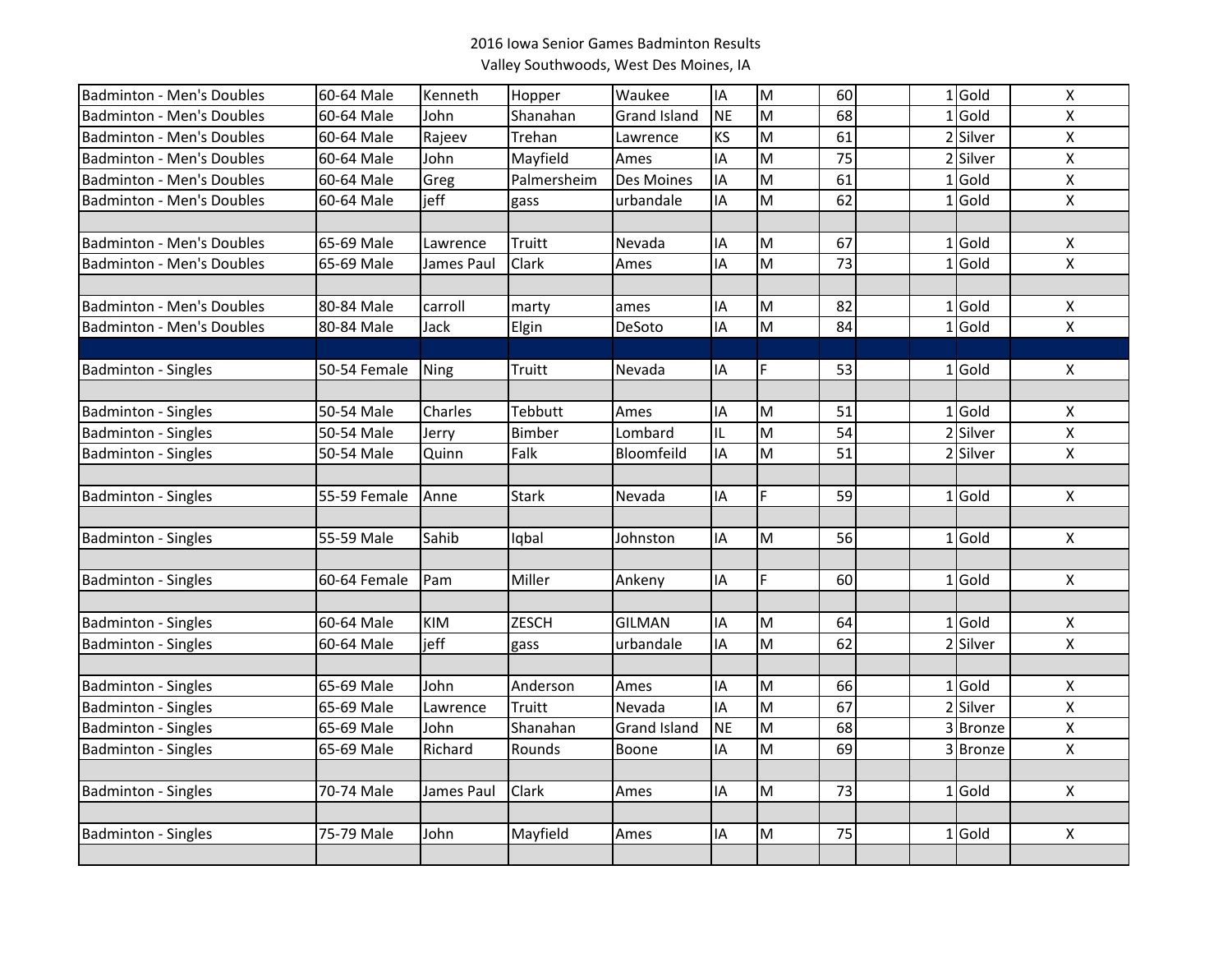2016 Iowa Senior Games Badminton Results

Valley Southwoods, West Des Moines, IA

| | | | | | | | | | | | |
|---|---|---|---|---|---|---|---|---|---|---|---|
| Badminton - Men's Doubles | 60-64 Male | Kenneth | Hopper | Waukee | IA | M | 60 | | 1 | Gold | X |
| Badminton - Men's Doubles | 60-64 Male | John | Shanahan | Grand Island | NE | M | 68 | | 1 | Gold | X |
| Badminton - Men's Doubles | 60-64 Male | Rajeev | Trehan | Lawrence | KS | M | 61 | | 2 | Silver | X |
| Badminton - Men's Doubles | 60-64 Male | John | Mayfield | Ames | IA | M | 75 | | 2 | Silver | X |
| Badminton - Men's Doubles | 60-64 Male | Greg | Palmersheim | Des Moines | IA | M | 61 | | 1 | Gold | X |
| Badminton - Men's Doubles | 60-64 Male | jeff | gass | urbandale | IA | M | 62 | | 1 | Gold | X |
| | | | | | | | | | | | |
| Badminton - Men's Doubles | 65-69 Male | Lawrence | Truitt | Nevada | IA | M | 67 | | 1 | Gold | X |
| Badminton - Men's Doubles | 65-69 Male | James Paul | Clark | Ames | IA | M | 73 | | 1 | Gold | X |
| | | | | | | | | | | | |
| Badminton - Men's Doubles | 80-84 Male | carroll | marty | ames | IA | M | 82 | | 1 | Gold | X |
| Badminton - Men's Doubles | 80-84 Male | Jack | Elgin | DeSoto | IA | M | 84 | | 1 | Gold | X |
| | | | | | | | | | | | |
| Badminton - Singles | 50-54 Female | Ning | Truitt | Nevada | IA | F | 53 | | 1 | Gold | X |
| | | | | | | | | | | | |
| Badminton - Singles | 50-54 Male | Charles | Tebbutt | Ames | IA | M | 51 | | 1 | Gold | X |
| Badminton - Singles | 50-54 Male | Jerry | Bimber | Lombard | IL | M | 54 | | 2 | Silver | X |
| Badminton - Singles | 50-54 Male | Quinn | Falk | Bloomfeild | IA | M | 51 | | 2 | Silver | X |
| | | | | | | | | | | | |
| Badminton - Singles | 55-59 Female | Anne | Stark | Nevada | IA | F | 59 | | 1 | Gold | X |
| | | | | | | | | | | | |
| Badminton - Singles | 55-59 Male | Sahib | Iqbal | Johnston | IA | M | 56 | | 1 | Gold | X |
| | | | | | | | | | | | |
| Badminton - Singles | 60-64 Female | Pam | Miller | Ankeny | IA | F | 60 | | 1 | Gold | X |
| | | | | | | | | | | | |
| Badminton - Singles | 60-64 Male | KIM | ZESCH | GILMAN | IA | M | 64 | | 1 | Gold | X |
| Badminton - Singles | 60-64 Male | jeff | gass | urbandale | IA | M | 62 | | 2 | Silver | X |
| | | | | | | | | | | | |
| Badminton - Singles | 65-69 Male | John | Anderson | Ames | IA | M | 66 | | 1 | Gold | X |
| Badminton - Singles | 65-69 Male | Lawrence | Truitt | Nevada | IA | M | 67 | | 2 | Silver | X |
| Badminton - Singles | 65-69 Male | John | Shanahan | Grand Island | NE | M | 68 | | 3 | Bronze | X |
| Badminton - Singles | 65-69 Male | Richard | Rounds | Boone | IA | M | 69 | | 3 | Bronze | X |
| | | | | | | | | | | | |
| Badminton - Singles | 70-74 Male | James Paul | Clark | Ames | IA | M | 73 | | 1 | Gold | X |
| | | | | | | | | | | | |
| Badminton - Singles | 75-79 Male | John | Mayfield | Ames | IA | M | 75 | | 1 | Gold | X |
| | | | | | | | | | | | |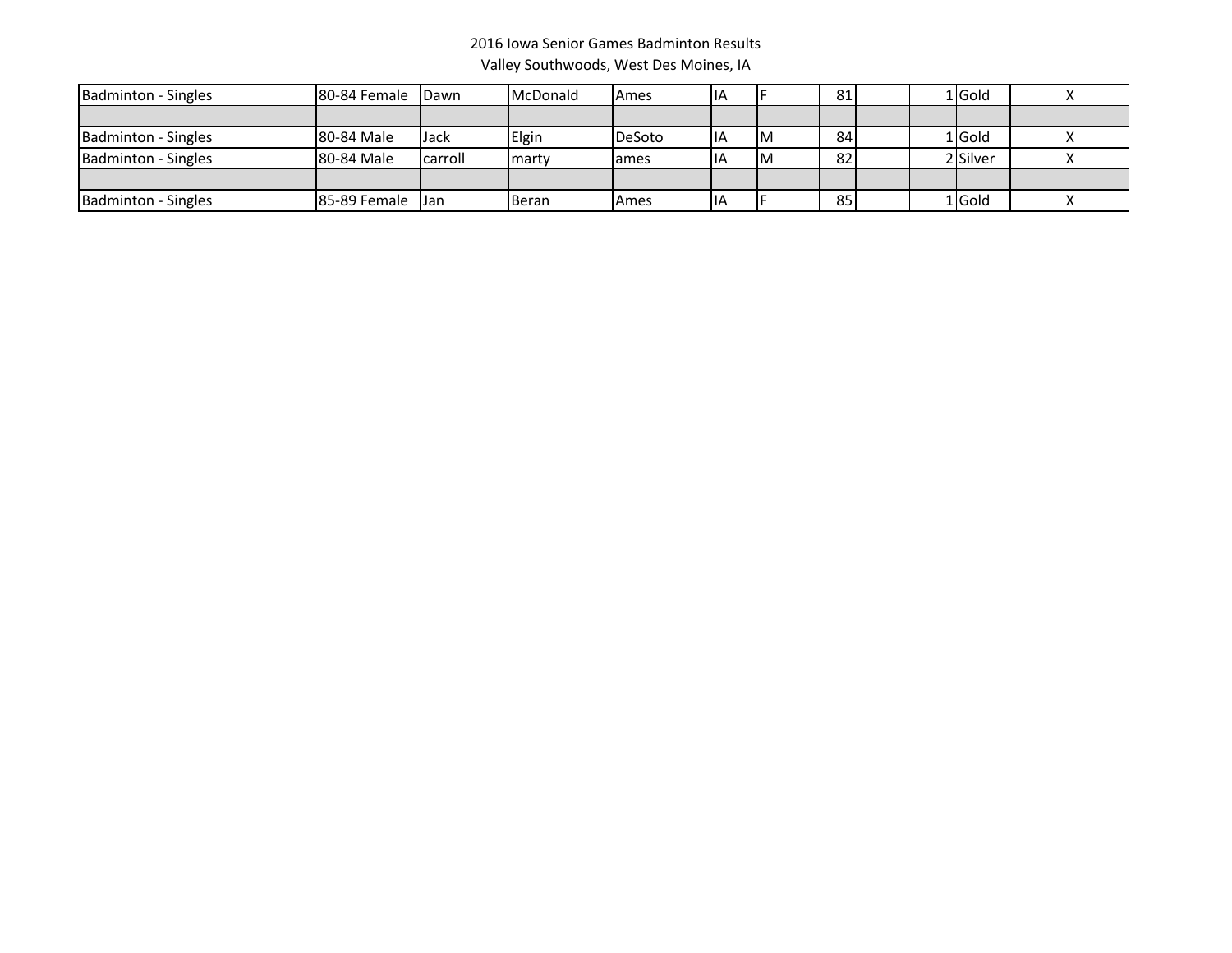2016 Iowa Senior Games Badminton Results

Valley Southwoods, West Des Moines, IA

| | | | | | | | | | | | |
|---|---|---|---|---|---|---|---|---|---|---|---|
| Badminton - Singles | 80-84 Female | Dawn | McDonald | Ames | IA | F | 81 | | 1 | Gold | X |
| | | | | | | | | | | | |
| Badminton - Singles | 80-84 Male | Jack | Elgin | DeSoto | IA | M | 84 | | 1 | Gold | X |
| Badminton - Singles | 80-84 Male | carroll | marty | ames | IA | M | 82 | | 2 | Silver | X |
| | | | | | | | | | | | |
| Badminton - Singles | 85-89 Female | Jan | Beran | Ames | IA | F | 85 | | 1 | Gold | X |